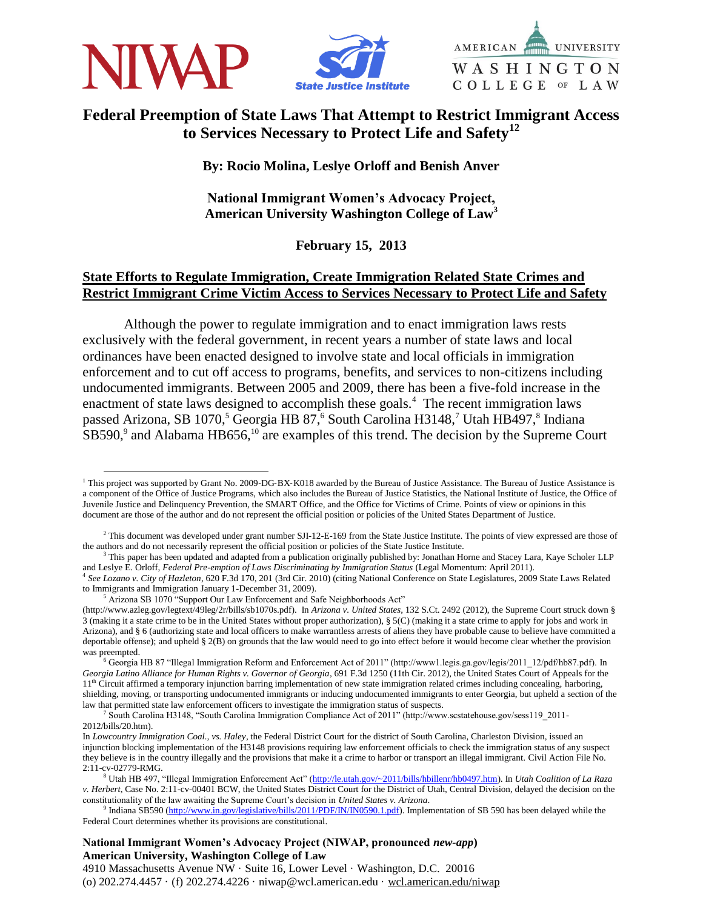# Federal Preemption of State Laws That Attempt to Restrict Immigrant Access to Services Necessary to Protect Life and Safety[1][2]

**By: Rocio Molina, Leslye Orloff and Benish Anver**

**National Immigrant Women's Advocacy Project, American University Washington College of Law[3]**

**February 15, 2013**

## State Efforts to Regulate Immigration, Create Immigration Related State Crimes and Restrict Immigrant Crime Victim Access to Services Necessary to Protect Life and Safety

Although the power to regulate immigration and to enact immigration laws rests exclusively with the federal government, in recent years a number of state laws and local ordinances have been enacted designed to involve state and local officials in immigration enforcement and to cut off access to programs, benefits, and services to non-citizens including undocumented immigrants. Between 2005 and 2009, there has been a five-fold increase in the enactment of state laws designed to accomplish these goals.[4] The recent immigration laws passed Arizona, SB 1070,[5] Georgia HB 87,[6] South Carolina H3148,[7] Utah HB497,[8] Indiana SB590,[9] and Alabama HB656,[10] are examples of this trend. The decision by the Supreme Court

---

[1] This project was supported by Grant No. 2009-DG-BX-K018 awarded by the Bureau of Justice Assistance. The Bureau of Justice Assistance is a component of the Office of Justice Programs, which also includes the Bureau of Justice Statistics, the National Institute of Justice, the Office of Juvenile Justice and Delinquency Prevention, the SMART Office, and the Office for Victims of Crime. Points of view or opinions in this document are those of the author and do not represent the official position or policies of the United States Department of Justice.

[2] This document was developed under grant number SJI-12-E-169 from the State Justice Institute. The points of view expressed are those of the authors and do not necessarily represent the official position or policies of the State Justice Institute.

[3] This paper has been updated and adapted from a publication originally published by: Jonathan Horne and Stacey Lara, Kaye Scholer LLP and Leslye E. Orloff, *Federal Pre-emption of Laws Discriminating by Immigration Status* (Legal Momentum: April 2011).

[4] *See Lozano v. City of Hazleton*, 620 F.3d 170, 201 (3rd Cir. 2010) (citing National Conference on State Legislatures, 2009 State Laws Related to Immigrants and Immigration January 1-December 31, 2009).

[5] Arizona SB 1070 "Support Our Law Enforcement and Safe Neighborhoods Act" (http://www.azleg.gov/legtext/49leg/2r/bills/sb1070s.pdf). In *Arizona v. United States*, 132 S.Ct. 2492 (2012), the Supreme Court struck down § 3 (making it a state crime to be in the United States without proper authorization), § 5(C) (making it a state crime to apply for jobs and work in Arizona), and § 6 (authorizing state and local officers to make warrantless arrests of aliens they have probable cause to believe have committed a deportable offense); and upheld § 2(B) on grounds that the law would need to go into effect before it would become clear whether the provision was preempted.

[6] Georgia HB 87 "Illegal Immigration Reform and Enforcement Act of 2011" (http://www1.legis.ga.gov/legis/2011_12/pdf/hb87.pdf). In *Georgia Latino Alliance for Human Rights v. Governor of Georgia*, 691 F.3d 1250 (11th Cir. 2012), the United States Court of Appeals for the 11th Circuit affirmed a temporary injunction barring implementation of new state immigration related crimes including concealing, harboring, shielding, moving, or transporting undocumented immigrants or inducing undocumented immigrants to enter Georgia, but upheld a section of the law that permitted state law enforcement officers to investigate the immigration status of suspects.

[7] South Carolina H3148, "South Carolina Immigration Compliance Act of 2011" (http://www.scstatehouse.gov/sess119_2011-2012/bills/20.htm).
In *Lowcountry Immigration Coal., vs. Haley*, the Federal District Court for the district of South Carolina, Charleston Division, issued an injunction blocking implementation of the H3148 provisions requiring law enforcement officials to check the immigration status of any suspect they believe is in the country illegally and the provisions that make it a crime to harbor or transport an illegal immigrant. Civil Action File No. 2:11-cv-02779-RMG.

[8] Utah HB 497, "Illegal Immigration Enforcement Act" (http://le.utah.gov/~2011/bills/hbillenr/hb0497.htm). In *Utah Coalition of La Raza v. Herbert*, Case No. 2:11-cv-00401 BCW, the United States District Court for the District of Utah, Central Division, delayed the decision on the constitutionality of the law awaiting the Supreme Court's decision in *United States v. Arizona*.

[9] Indiana SB590 (http://www.in.gov/legislative/bills/2011/PDF/IN/IN0590.1.pdf). Implementation of SB 590 has been delayed while the Federal Court determines whether its provisions are constitutional.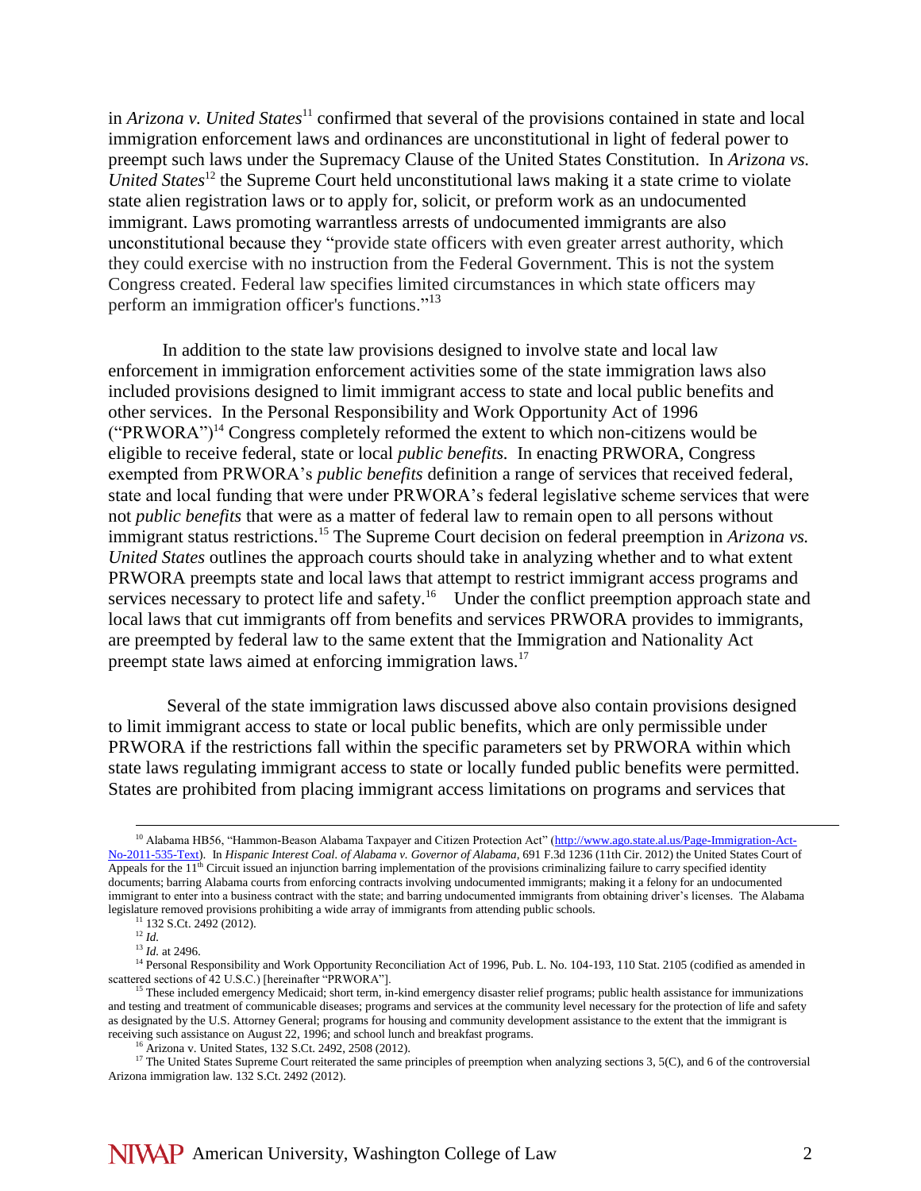in *Arizona v. United States*[11] confirmed that several of the provisions contained in state and local immigration enforcement laws and ordinances are unconstitutional in light of federal power to preempt such laws under the Supremacy Clause of the United States Constitution. In *Arizona vs. United States*[12] the Supreme Court held unconstitutional laws making it a state crime to violate state alien registration laws or to apply for, solicit, or preform work as an undocumented immigrant. Laws promoting warrantless arrests of undocumented immigrants are also unconstitutional because they "provide state officers with even greater arrest authority, which they could exercise with no instruction from the Federal Government. This is not the system Congress created. Federal law specifies limited circumstances in which state officers may perform an immigration officer's functions."[13]

In addition to the state law provisions designed to involve state and local law enforcement in immigration enforcement activities some of the state immigration laws also included provisions designed to limit immigrant access to state and local public benefits and other services. In the Personal Responsibility and Work Opportunity Act of 1996 ("PRWORA")[14] Congress completely reformed the extent to which non-citizens would be eligible to receive federal, state or local *public benefits.* In enacting PRWORA, Congress exempted from PRWORA's *public benefits* definition a range of services that received federal, state and local funding that were under PRWORA's federal legislative scheme services that were not *public benefits* that were as a matter of federal law to remain open to all persons without immigrant status restrictions.[15] The Supreme Court decision on federal preemption in *Arizona vs. United States* outlines the approach courts should take in analyzing whether and to what extent PRWORA preempts state and local laws that attempt to restrict immigrant access programs and services necessary to protect life and safety.[16] Under the conflict preemption approach state and local laws that cut immigrants off from benefits and services PRWORA provides to immigrants, are preempted by federal law to the same extent that the Immigration and Nationality Act preempt state laws aimed at enforcing immigration laws.[17]

Several of the state immigration laws discussed above also contain provisions designed to limit immigrant access to state or local public benefits, which are only permissible under PRWORA if the restrictions fall within the specific parameters set by PRWORA within which state laws regulating immigrant access to state or locally funded public benefits were permitted. States are prohibited from placing immigrant access limitations on programs and services that

---

[10] Alabama HB56, "Hammon-Beason Alabama Taxpayer and Citizen Protection Act" (http://www.ago.state.al.us/Page-Immigration-Act-No-2011-535-Text). In *Hispanic Interest Coal. of Alabama v. Governor of Alabama*, 691 F.3d 1236 (11th Cir. 2012) the United States Court of Appeals for the 11th Circuit issued an injunction barring implementation of the provisions criminalizing failure to carry specified identity documents; barring Alabama courts from enforcing contracts involving undocumented immigrants; making it a felony for an undocumented immigrant to enter into a business contract with the state; and barring undocumented immigrants from obtaining driver's licenses. The Alabama legislature removed provisions prohibiting a wide array of immigrants from attending public schools.

[11] 132 S.Ct. 2492 (2012).

[12] *Id.*

[13] *Id.* at 2496.

[14] Personal Responsibility and Work Opportunity Reconciliation Act of 1996, Pub. L. No. 104-193, 110 Stat. 2105 (codified as amended in scattered sections of 42 U.S.C.) [hereinafter "PRWORA"].

[15] These included emergency Medicaid; short term, in-kind emergency disaster relief programs; public health assistance for immunizations and testing and treatment of communicable diseases; programs and services at the community level necessary for the protection of life and safety as designated by the U.S. Attorney General; programs for housing and community development assistance to the extent that the immigrant is receiving such assistance on August 22, 1996; and school lunch and breakfast programs.

[16] Arizona v. United States, 132 S.Ct. 2492, 2508 (2012).

[17] The United States Supreme Court reiterated the same principles of preemption when analyzing sections 3, 5(C), and 6 of the controversial Arizona immigration law. 132 S.Ct. 2492 (2012).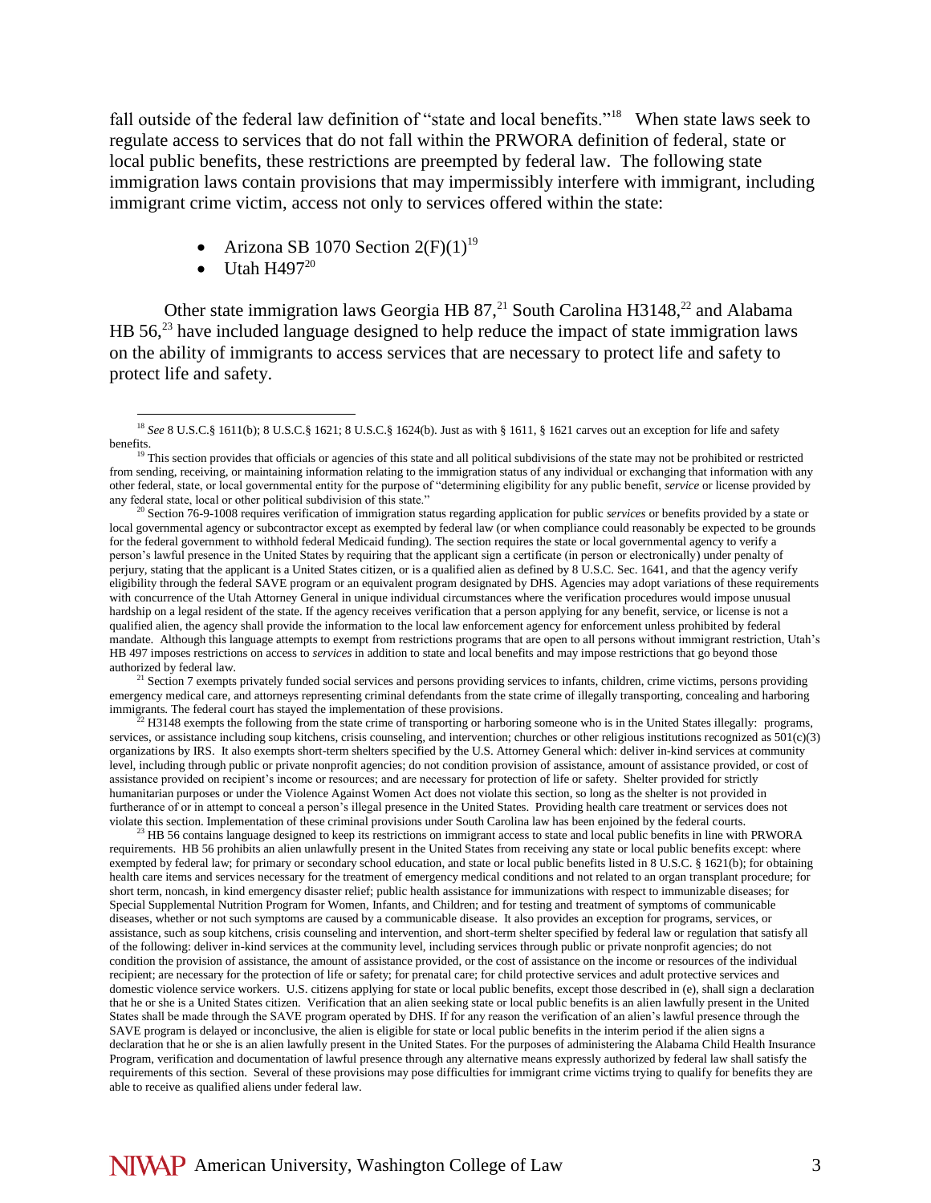fall outside of the federal law definition of "state and local benefits."[18] When state laws seek to regulate access to services that do not fall within the PRWORA definition of federal, state or local public benefits, these restrictions are preempted by federal law. The following state immigration laws contain provisions that may impermissibly interfere with immigrant, including immigrant crime victim, access not only to services offered within the state:

- Arizona SB 1070 Section 2(F)(1)[19]
- Utah H497[20]

Other state immigration laws Georgia HB 87,[21] South Carolina H3148,[22] and Alabama HB 56,[23] have included language designed to help reduce the impact of state immigration laws on the ability of immigrants to access services that are necessary to protect life and safety to protect life and safety.

---

[18] *See* 8 U.S.C.§ 1611(b); 8 U.S.C.§ 1621; 8 U.S.C.§ 1624(b). Just as with § 1611, § 1621 carves out an exception for life and safety benefits.

[19] This section provides that officials or agencies of this state and all political subdivisions of the state may not be prohibited or restricted from sending, receiving, or maintaining information relating to the immigration status of any individual or exchanging that information with any other federal, state, or local governmental entity for the purpose of "determining eligibility for any public benefit, *service* or license provided by any federal state, local or other political subdivision of this state."

[20] Section 76-9-1008 requires verification of immigration status regarding application for public *services* or benefits provided by a state or local governmental agency or subcontractor except as exempted by federal law (or when compliance could reasonably be expected to be grounds for the federal government to withhold federal Medicaid funding). The section requires the state or local governmental agency to verify a person's lawful presence in the United States by requiring that the applicant sign a certificate (in person or electronically) under penalty of perjury, stating that the applicant is a United States citizen, or is a qualified alien as defined by 8 U.S.C. Sec. 1641, and that the agency verify eligibility through the federal SAVE program or an equivalent program designated by DHS. Agencies may adopt variations of these requirements with concurrence of the Utah Attorney General in unique individual circumstances where the verification procedures would impose unusual hardship on a legal resident of the state. If the agency receives verification that a person applying for any benefit, service, or license is not a qualified alien, the agency shall provide the information to the local law enforcement agency for enforcement unless prohibited by federal mandate. Although this language attempts to exempt from restrictions programs that are open to all persons without immigrant restriction, Utah's HB 497 imposes restrictions on access to *services* in addition to state and local benefits and may impose restrictions that go beyond those authorized by federal law.

[21] Section 7 exempts privately funded social services and persons providing services to infants, children, crime victims, persons providing emergency medical care, and attorneys representing criminal defendants from the state crime of illegally transporting, concealing and harboring immigrants. The federal court has stayed the implementation of these provisions.

[22] H3148 exempts the following from the state crime of transporting or harboring someone who is in the United States illegally: programs, services, or assistance including soup kitchens, crisis counseling, and intervention; churches or other religious institutions recognized as 501(c)(3) organizations by IRS. It also exempts short-term shelters specified by the U.S. Attorney General which: deliver in-kind services at community level, including through public or private nonprofit agencies; do not condition provision of assistance, amount of assistance provided, or cost of assistance provided on recipient's income or resources; and are necessary for protection of life or safety. Shelter provided for strictly humanitarian purposes or under the Violence Against Women Act does not violate this section, so long as the shelter is not provided in furtherance of or in attempt to conceal a person's illegal presence in the United States. Providing health care treatment or services does not violate this section. Implementation of these criminal provisions under South Carolina law has been enjoined by the federal courts.

[23] HB 56 contains language designed to keep its restrictions on immigrant access to state and local public benefits in line with PRWORA requirements. HB 56 prohibits an alien unlawfully present in the United States from receiving any state or local public benefits except: where exempted by federal law; for primary or secondary school education, and state or local public benefits listed in 8 U.S.C. § 1621(b); for obtaining health care items and services necessary for the treatment of emergency medical conditions and not related to an organ transplant procedure; for short term, noncash, in kind emergency disaster relief; public health assistance for immunizations with respect to immunizable diseases; for Special Supplemental Nutrition Program for Women, Infants, and Children; and for testing and treatment of symptoms of communicable diseases, whether or not such symptoms are caused by a communicable disease. It also provides an exception for programs, services, or assistance, such as soup kitchens, crisis counseling and intervention, and short-term shelter specified by federal law or regulation that satisfy all of the following: deliver in-kind services at the community level, including services through public or private nonprofit agencies; do not condition the provision of assistance, the amount of assistance provided, or the cost of assistance on the income or resources of the individual recipient; are necessary for the protection of life or safety; for prenatal care; for child protective services and adult protective services and domestic violence service workers. U.S. citizens applying for state or local public benefits, except those described in (e), shall sign a declaration that he or she is a United States citizen. Verification that an alien seeking state or local public benefits is an alien lawfully present in the United States shall be made through the SAVE program operated by DHS. If for any reason the verification of an alien's lawful presence through the SAVE program is delayed or inconclusive, the alien is eligible for state or local public benefits in the interim period if the alien signs a declaration that he or she is an alien lawfully present in the United States. For the purposes of administering the Alabama Child Health Insurance Program, verification and documentation of lawful presence through any alternative means expressly authorized by federal law shall satisfy the requirements of this section. Several of these provisions may pose difficulties for immigrant crime victims trying to qualify for benefits they are able to receive as qualified aliens under federal law.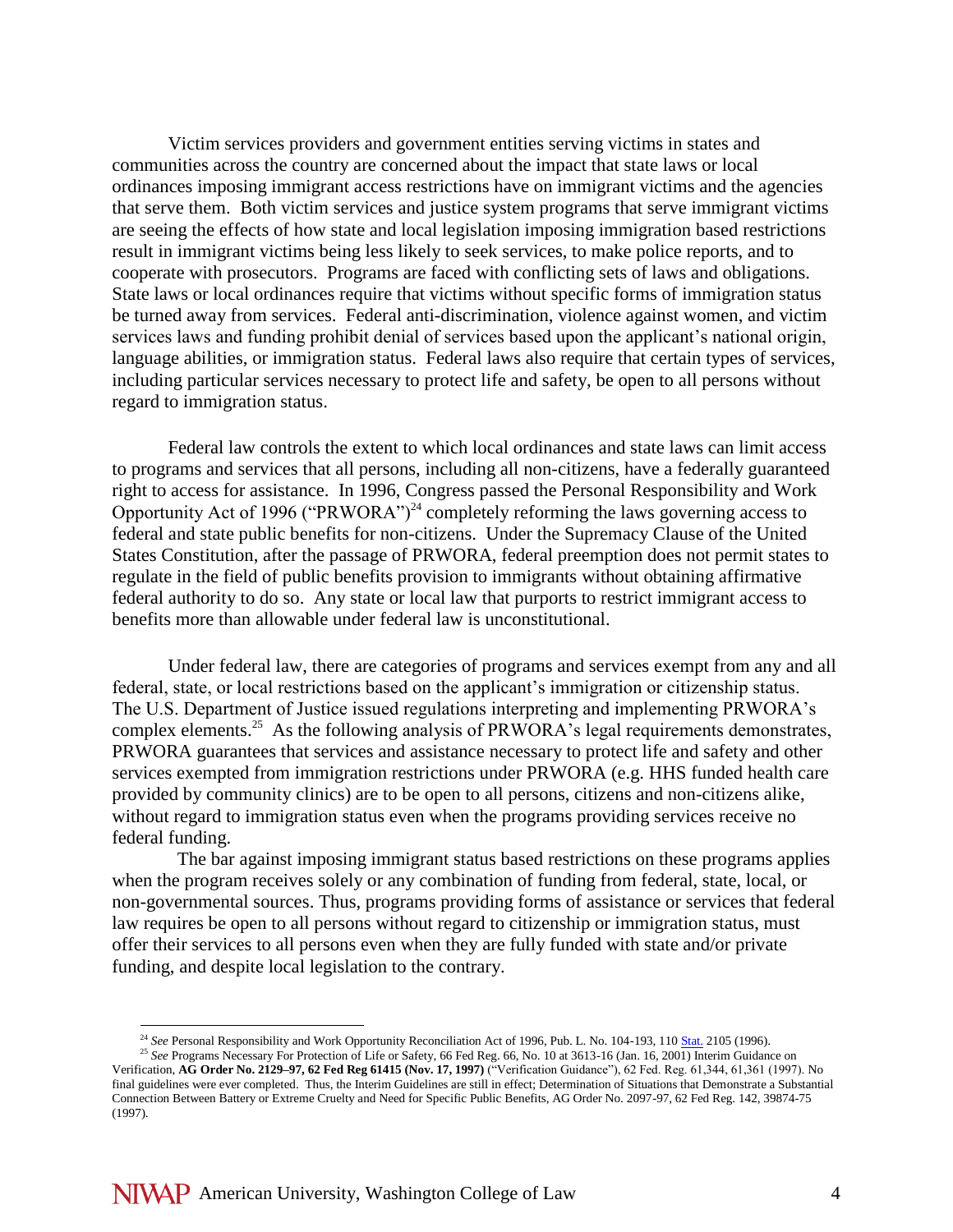Victim services providers and government entities serving victims in states and communities across the country are concerned about the impact that state laws or local ordinances imposing immigrant access restrictions have on immigrant victims and the agencies that serve them. Both victim services and justice system programs that serve immigrant victims are seeing the effects of how state and local legislation imposing immigration based restrictions result in immigrant victims being less likely to seek services, to make police reports, and to cooperate with prosecutors. Programs are faced with conflicting sets of laws and obligations. State laws or local ordinances require that victims without specific forms of immigration status be turned away from services. Federal anti-discrimination, violence against women, and victim services laws and funding prohibit denial of services based upon the applicant's national origin, language abilities, or immigration status. Federal laws also require that certain types of services, including particular services necessary to protect life and safety, be open to all persons without regard to immigration status.

Federal law controls the extent to which local ordinances and state laws can limit access to programs and services that all persons, including all non-citizens, have a federally guaranteed right to access for assistance. In 1996, Congress passed the Personal Responsibility and Work Opportunity Act of 1996 ("PRWORA")[24] completely reforming the laws governing access to federal and state public benefits for non-citizens. Under the Supremacy Clause of the United States Constitution, after the passage of PRWORA, federal preemption does not permit states to regulate in the field of public benefits provision to immigrants without obtaining affirmative federal authority to do so. Any state or local law that purports to restrict immigrant access to benefits more than allowable under federal law is unconstitutional.

Under federal law, there are categories of programs and services exempt from any and all federal, state, or local restrictions based on the applicant's immigration or citizenship status. The U.S. Department of Justice issued regulations interpreting and implementing PRWORA's complex elements.[25] As the following analysis of PRWORA's legal requirements demonstrates, PRWORA guarantees that services and assistance necessary to protect life and safety and other services exempted from immigration restrictions under PRWORA (e.g. HHS funded health care provided by community clinics) are to be open to all persons, citizens and non-citizens alike, without regard to immigration status even when the programs providing services receive no federal funding.

The bar against imposing immigrant status based restrictions on these programs applies when the program receives solely or any combination of funding from federal, state, local, or non-governmental sources. Thus, programs providing forms of assistance or services that federal law requires be open to all persons without regard to citizenship or immigration status, must offer their services to all persons even when they are fully funded with state and/or private funding, and despite local legislation to the contrary.

---

[24] *See* Personal Responsibility and Work Opportunity Reconciliation Act of 1996, Pub. L. No. 104-193, 110 Stat. 2105 (1996).

[25] *See* Programs Necessary For Protection of Life or Safety, 66 Fed Reg. 66, No. 10 at 3613-16 (Jan. 16, 2001) Interim Guidance on Verification, **AG Order No. 2129–97, 62 Fed Reg 61415 (Nov. 17, 1997)** ("Verification Guidance"), 62 Fed. Reg. 61,344, 61,361 (1997). No final guidelines were ever completed. Thus, the Interim Guidelines are still in effect; Determination of Situations that Demonstrate a Substantial Connection Between Battery or Extreme Cruelty and Need for Specific Public Benefits, AG Order No. 2097-97, 62 Fed Reg. 142, 39874-75 (1997).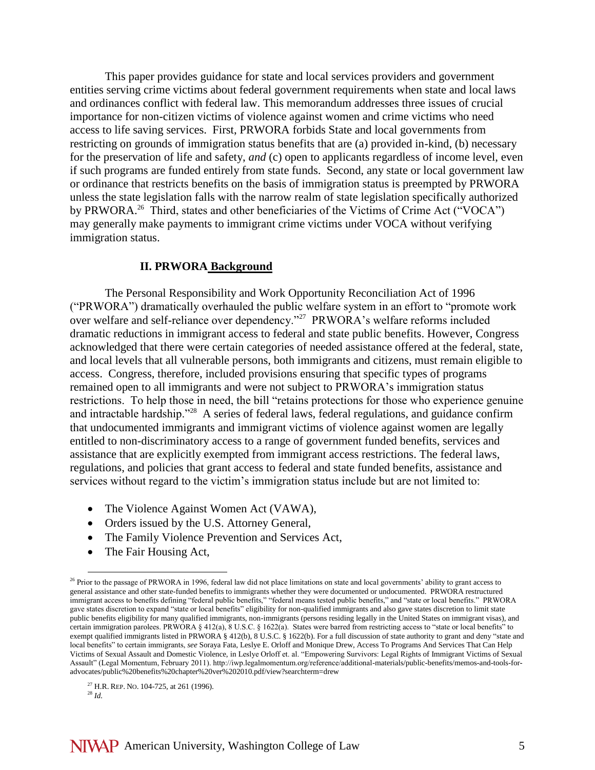This paper provides guidance for state and local services providers and government entities serving crime victims about federal government requirements when state and local laws and ordinances conflict with federal law. This memorandum addresses three issues of crucial importance for non-citizen victims of violence against women and crime victims who need access to life saving services. First, PRWORA forbids State and local governments from restricting on grounds of immigration status benefits that are (a) provided in-kind, (b) necessary for the preservation of life and safety, *and* (c) open to applicants regardless of income level, even if such programs are funded entirely from state funds. Second, any state or local government law or ordinance that restricts benefits on the basis of immigration status is preempted by PRWORA unless the state legislation falls with the narrow realm of state legislation specifically authorized by PRWORA.[26] Third, states and other beneficiaries of the Victims of Crime Act ("VOCA") may generally make payments to immigrant crime victims under VOCA without verifying immigration status.

## II. PRWORA Background

The Personal Responsibility and Work Opportunity Reconciliation Act of 1996 ("PRWORA") dramatically overhauled the public welfare system in an effort to "promote work over welfare and self-reliance over dependency."[27] PRWORA's welfare reforms included dramatic reductions in immigrant access to federal and state public benefits. However, Congress acknowledged that there were certain categories of needed assistance offered at the federal, state, and local levels that all vulnerable persons, both immigrants and citizens, must remain eligible to access. Congress, therefore, included provisions ensuring that specific types of programs remained open to all immigrants and were not subject to PRWORA's immigration status restrictions. To help those in need, the bill "retains protections for those who experience genuine and intractable hardship."[28] A series of federal laws, federal regulations, and guidance confirm that undocumented immigrants and immigrant victims of violence against women are legally entitled to non-discriminatory access to a range of government funded benefits, services and assistance that are explicitly exempted from immigrant access restrictions. The federal laws, regulations, and policies that grant access to federal and state funded benefits, assistance and services without regard to the victim's immigration status include but are not limited to:

- The Violence Against Women Act (VAWA),
- Orders issued by the U.S. Attorney General,
- The Family Violence Prevention and Services Act,
- The Fair Housing Act,

---

[26] Prior to the passage of PRWORA in 1996, federal law did not place limitations on state and local governments' ability to grant access to general assistance and other state-funded benefits to immigrants whether they were documented or undocumented. PRWORA restructured immigrant access to benefits defining "federal public benefits," "federal means tested public benefits," and "state or local benefits." PRWORA gave states discretion to expand "state or local benefits" eligibility for non-qualified immigrants and also gave states discretion to limit state public benefits eligibility for many qualified immigrants, non-immigrants (persons residing legally in the United States on immigrant visas), and certain immigration parolees. PRWORA § 412(a), 8 U.S.C. § 1622(a). States were barred from restricting access to "state or local benefits" to exempt qualified immigrants listed in PRWORA § 412(b), 8 U.S.C. § 1622(b). For a full discussion of state authority to grant and deny "state and local benefits" to certain immigrants, *see* Soraya Fata, Leslye E. Orloff and Monique Drew, Access To Programs And Services That Can Help Victims of Sexual Assault and Domestic Violence, in Leslye Orloff et. al. "Empowering Survivors: Legal Rights of Immigrant Victims of Sexual Assault" (Legal Momentum, February 2011). http://iwp.legalmomentum.org/reference/additional-materials/public-benefits/memos-and-tools-for-advocates/public%20benefits%20chapter%20ver%202010.pdf/view?searchterm=drew

[27] H.R. REP. NO. 104-725, at 261 (1996).

[28] *Id.*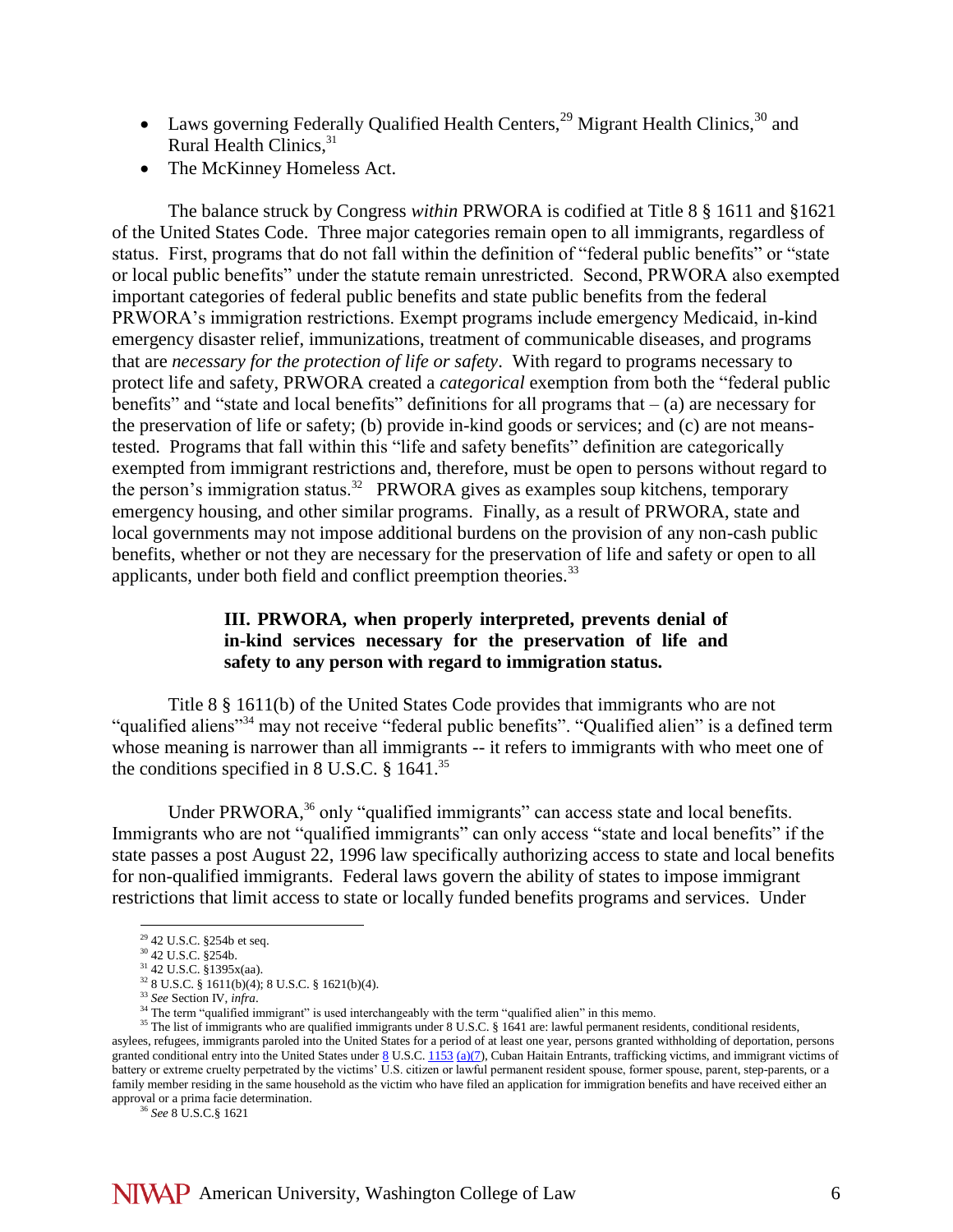- Laws governing Federally Qualified Health Centers,[29] Migrant Health Clinics,[30] and Rural Health Clinics,[31]
- The McKinney Homeless Act.

The balance struck by Congress *within* PRWORA is codified at Title 8 § 1611 and §1621 of the United States Code. Three major categories remain open to all immigrants, regardless of status. First, programs that do not fall within the definition of "federal public benefits" or "state or local public benefits" under the statute remain unrestricted. Second, PRWORA also exempted important categories of federal public benefits and state public benefits from the federal PRWORA's immigration restrictions. Exempt programs include emergency Medicaid, in-kind emergency disaster relief, immunizations, treatment of communicable diseases, and programs that are *necessary for the protection of life or safety*. With regard to programs necessary to protect life and safety, PRWORA created a *categorical* exemption from both the "federal public benefits" and "state and local benefits" definitions for all programs that – (a) are necessary for the preservation of life or safety; (b) provide in-kind goods or services; and (c) are not means-tested. Programs that fall within this "life and safety benefits" definition are categorically exempted from immigrant restrictions and, therefore, must be open to persons without regard to the person's immigration status.[32] PRWORA gives as examples soup kitchens, temporary emergency housing, and other similar programs. Finally, as a result of PRWORA, state and local governments may not impose additional burdens on the provision of any non-cash public benefits, whether or not they are necessary for the preservation of life and safety or open to all applicants, under both field and conflict preemption theories.[33]

### III. PRWORA, when properly interpreted, prevents denial of in-kind services necessary for the preservation of life and safety to any person with regard to immigration status.

Title 8 § 1611(b) of the United States Code provides that immigrants who are not "qualified aliens"[34] may not receive "federal public benefits". "Qualified alien" is a defined term whose meaning is narrower than all immigrants -- it refers to immigrants with who meet one of the conditions specified in 8 U.S.C. § 1641.[35]

Under PRWORA,[36] only "qualified immigrants" can access state and local benefits. Immigrants who are not "qualified immigrants" can only access "state and local benefits" if the state passes a post August 22, 1996 law specifically authorizing access to state and local benefits for non-qualified immigrants. Federal laws govern the ability of states to impose immigrant restrictions that limit access to state or locally funded benefits programs and services. Under

---

[29] 42 U.S.C. §254b et seq.

[30] 42 U.S.C. §254b.

[31] 42 U.S.C. §1395x(aa).

[32] 8 U.S.C. § 1611(b)(4); 8 U.S.C. § 1621(b)(4).

[33] *See* Section IV, *infra*.

[34] The term "qualified immigrant" is used interchangeably with the term "qualified alien" in this memo.

[35] The list of immigrants who are qualified immigrants under 8 U.S.C. § 1641 are: lawful permanent residents, conditional residents, asylees, refugees, immigrants paroled into the United States for a period of at least one year, persons granted withholding of deportation, persons granted conditional entry into the United States under 8 U.S.C. 1153 (a)(7), Cuban Haitain Entrants, trafficking victims, and immigrant victims of battery or extreme cruelty perpetrated by the victims' U.S. citizen or lawful permanent resident spouse, former spouse, parent, step-parents, or a family member residing in the same household as the victim who have filed an application for immigration benefits and have received either an approval or a prima facie determination.

[36] *See* 8 U.S.C.§ 1621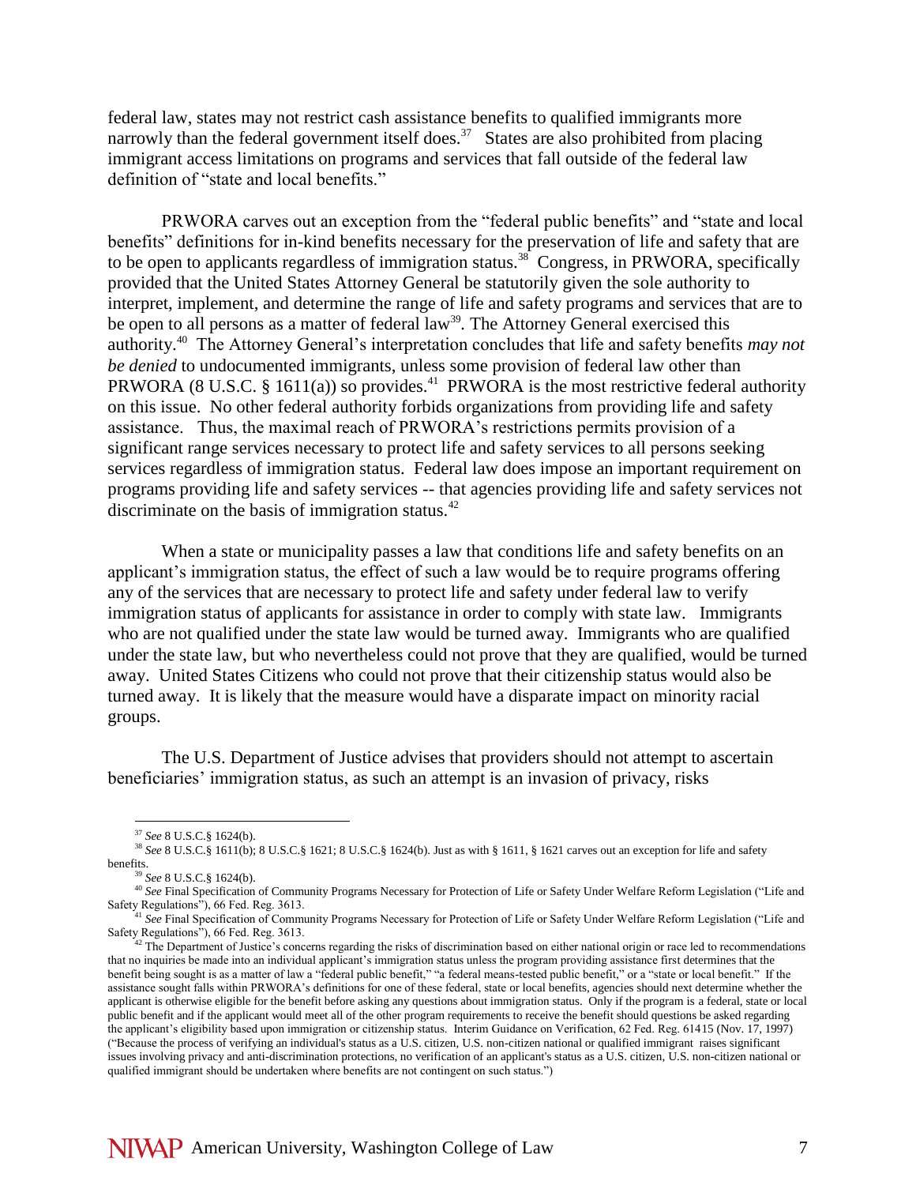federal law, states may not restrict cash assistance benefits to qualified immigrants more narrowly than the federal government itself does.[37] States are also prohibited from placing immigrant access limitations on programs and services that fall outside of the federal law definition of "state and local benefits."

PRWORA carves out an exception from the "federal public benefits" and "state and local benefits" definitions for in-kind benefits necessary for the preservation of life and safety that are to be open to applicants regardless of immigration status.[38] Congress, in PRWORA, specifically provided that the United States Attorney General be statutorily given the sole authority to interpret, implement, and determine the range of life and safety programs and services that are to be open to all persons as a matter of federal law[39]. The Attorney General exercised this authority.[40] The Attorney General's interpretation concludes that life and safety benefits *may not be denied* to undocumented immigrants, unless some provision of federal law other than PRWORA (8 U.S.C. § 1611(a)) so provides.[41] PRWORA is the most restrictive federal authority on this issue. No other federal authority forbids organizations from providing life and safety assistance. Thus, the maximal reach of PRWORA's restrictions permits provision of a significant range services necessary to protect life and safety services to all persons seeking services regardless of immigration status. Federal law does impose an important requirement on programs providing life and safety services -- that agencies providing life and safety services not discriminate on the basis of immigration status.[42]

When a state or municipality passes a law that conditions life and safety benefits on an applicant's immigration status, the effect of such a law would be to require programs offering any of the services that are necessary to protect life and safety under federal law to verify immigration status of applicants for assistance in order to comply with state law. Immigrants who are not qualified under the state law would be turned away. Immigrants who are qualified under the state law, but who nevertheless could not prove that they are qualified, would be turned away. United States Citizens who could not prove that their citizenship status would also be turned away. It is likely that the measure would have a disparate impact on minority racial groups.

The U.S. Department of Justice advises that providers should not attempt to ascertain beneficiaries' immigration status, as such an attempt is an invasion of privacy, risks

---

[37] *See* 8 U.S.C.§ 1624(b).

[38] *See* 8 U.S.C.§ 1611(b); 8 U.S.C.§ 1621; 8 U.S.C.§ 1624(b). Just as with § 1611, § 1621 carves out an exception for life and safety benefits.

[39] *See* 8 U.S.C.§ 1624(b).

[40] *See* Final Specification of Community Programs Necessary for Protection of Life or Safety Under Welfare Reform Legislation ("Life and Safety Regulations"), 66 Fed. Reg. 3613.

[41] *See* Final Specification of Community Programs Necessary for Protection of Life or Safety Under Welfare Reform Legislation ("Life and Safety Regulations"), 66 Fed. Reg. 3613.

[42] The Department of Justice's concerns regarding the risks of discrimination based on either national origin or race led to recommendations that no inquiries be made into an individual applicant's immigration status unless the program providing assistance first determines that the benefit being sought is as a matter of law a "federal public benefit," "a federal means-tested public benefit," or a "state or local benefit." If the assistance sought falls within PRWORA's definitions for one of these federal, state or local benefits, agencies should next determine whether the applicant is otherwise eligible for the benefit before asking any questions about immigration status. Only if the program is a federal, state or local public benefit and if the applicant would meet all of the other program requirements to receive the benefit should questions be asked regarding the applicant's eligibility based upon immigration or citizenship status. Interim Guidance on Verification, 62 Fed. Reg. 61415 (Nov. 17, 1997) ("Because the process of verifying an individual's status as a U.S. citizen, U.S. non-citizen national or qualified immigrant raises significant issues involving privacy and anti-discrimination protections, no verification of an applicant's status as a U.S. citizen, U.S. non-citizen national or qualified immigrant should be undertaken where benefits are not contingent on such status.")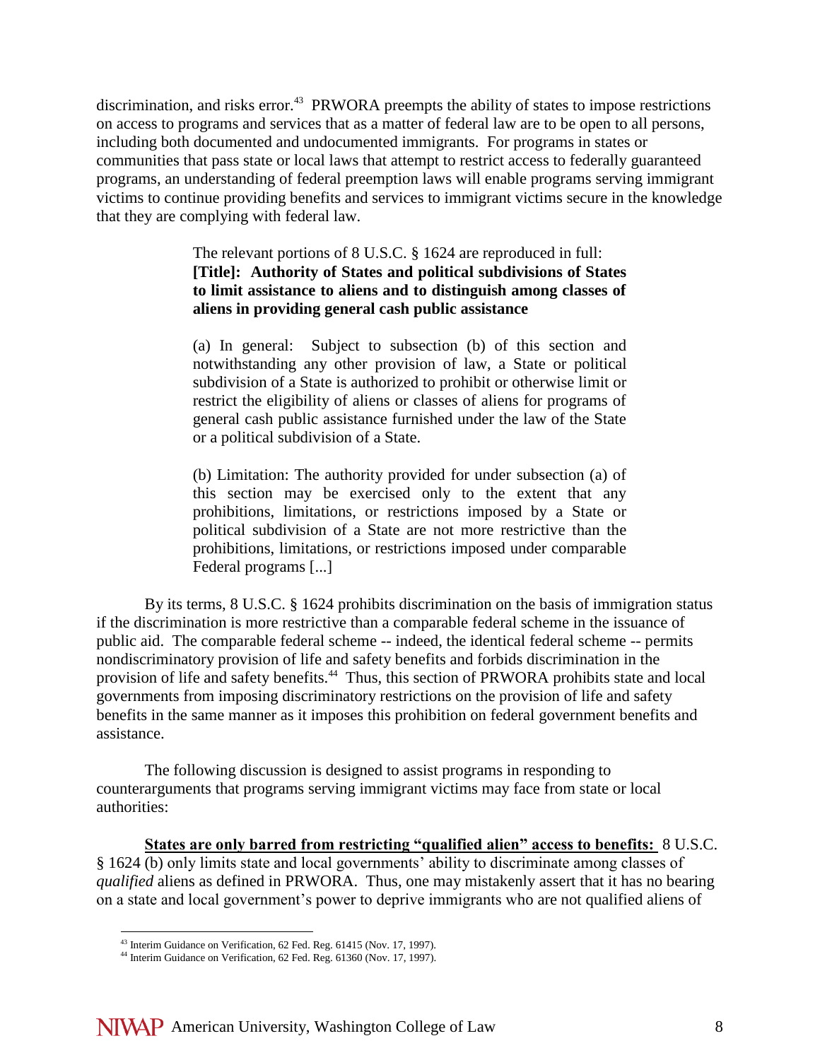discrimination, and risks error.[43] PRWORA preempts the ability of states to impose restrictions on access to programs and services that as a matter of federal law are to be open to all persons, including both documented and undocumented immigrants. For programs in states or communities that pass state or local laws that attempt to restrict access to federally guaranteed programs, an understanding of federal preemption laws will enable programs serving immigrant victims to continue providing benefits and services to immigrant victims secure in the knowledge that they are complying with federal law.

> The relevant portions of 8 U.S.C. § 1624 are reproduced in full:
> **[Title]: Authority of States and political subdivisions of States to limit assistance to aliens and to distinguish among classes of aliens in providing general cash public assistance**
>
> (a) In general: Subject to subsection (b) of this section and notwithstanding any other provision of law, a State or political subdivision of a State is authorized to prohibit or otherwise limit or restrict the eligibility of aliens or classes of aliens for programs of general cash public assistance furnished under the law of the State or a political subdivision of a State.
>
> (b) Limitation: The authority provided for under subsection (a) of this section may be exercised only to the extent that any prohibitions, limitations, or restrictions imposed by a State or political subdivision of a State are not more restrictive than the prohibitions, limitations, or restrictions imposed under comparable Federal programs [...]

By its terms, 8 U.S.C. § 1624 prohibits discrimination on the basis of immigration status if the discrimination is more restrictive than a comparable federal scheme in the issuance of public aid. The comparable federal scheme -- indeed, the identical federal scheme -- permits nondiscriminatory provision of life and safety benefits and forbids discrimination in the provision of life and safety benefits.[44] Thus, this section of PRWORA prohibits state and local governments from imposing discriminatory restrictions on the provision of life and safety benefits in the same manner as it imposes this prohibition on federal government benefits and assistance.

The following discussion is designed to assist programs in responding to counterarguments that programs serving immigrant victims may face from state or local authorities:

**States are only barred from restricting "qualified alien" access to benefits:** 8 U.S.C. § 1624 (b) only limits state and local governments' ability to discriminate among classes of *qualified* aliens as defined in PRWORA. Thus, one may mistakenly assert that it has no bearing on a state and local government's power to deprive immigrants who are not qualified aliens of

---

[43] Interim Guidance on Verification, 62 Fed. Reg. 61415 (Nov. 17, 1997).

[44] Interim Guidance on Verification, 62 Fed. Reg. 61360 (Nov. 17, 1997).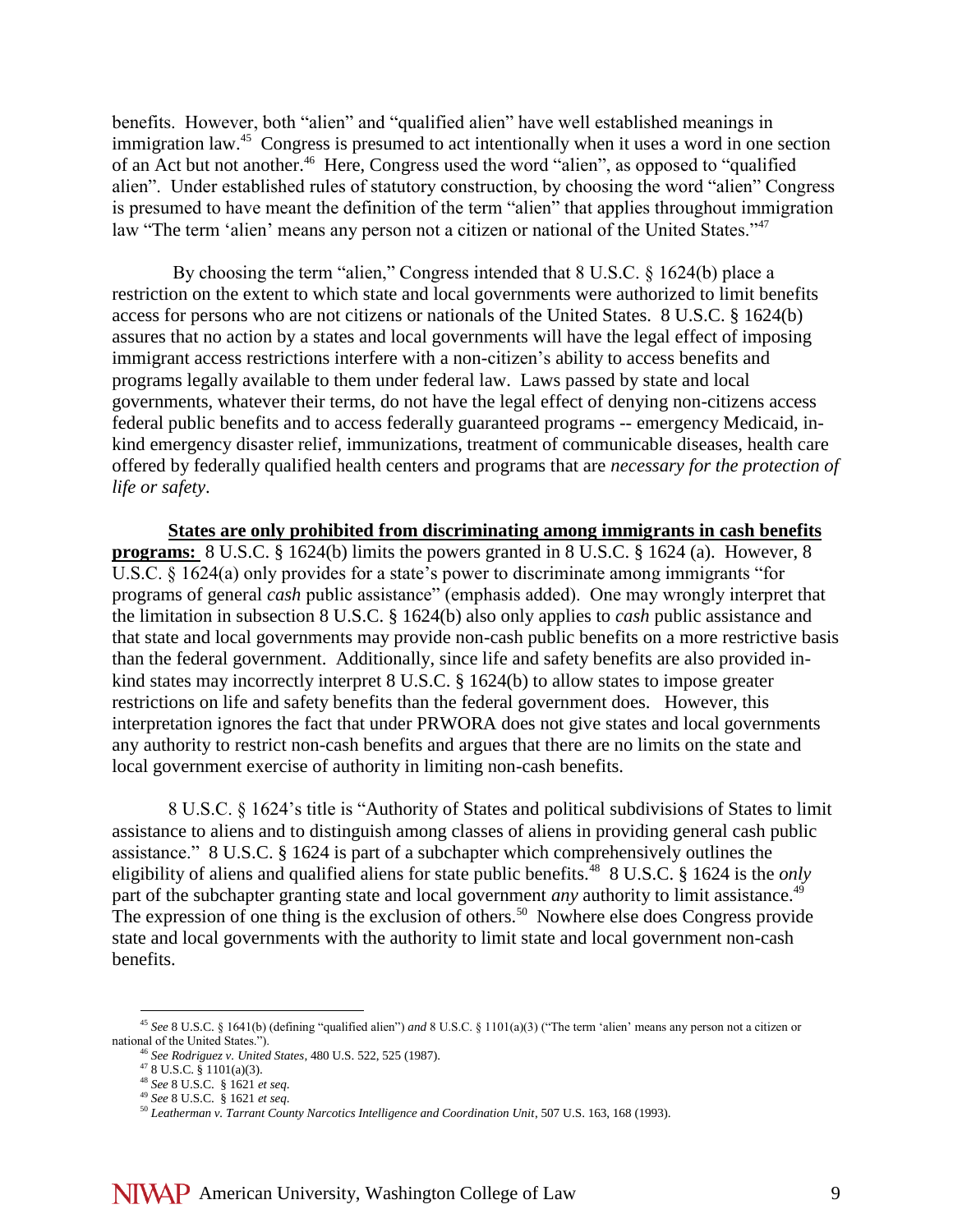benefits. However, both "alien" and "qualified alien" have well established meanings in immigration law.[45] Congress is presumed to act intentionally when it uses a word in one section of an Act but not another.[46] Here, Congress used the word "alien", as opposed to "qualified alien". Under established rules of statutory construction, by choosing the word "alien" Congress is presumed to have meant the definition of the term "alien" that applies throughout immigration law "The term 'alien' means any person not a citizen or national of the United States."[47]

By choosing the term "alien," Congress intended that 8 U.S.C. § 1624(b) place a restriction on the extent to which state and local governments were authorized to limit benefits access for persons who are not citizens or nationals of the United States. 8 U.S.C. § 1624(b) assures that no action by a states and local governments will have the legal effect of imposing immigrant access restrictions interfere with a non-citizen's ability to access benefits and programs legally available to them under federal law. Laws passed by state and local governments, whatever their terms, do not have the legal effect of denying non-citizens access federal public benefits and to access federally guaranteed programs -- emergency Medicaid, in-kind emergency disaster relief, immunizations, treatment of communicable diseases, health care offered by federally qualified health centers and programs that are *necessary for the protection of life or safety*.

**States are only prohibited from discriminating among immigrants in cash benefits programs:** 8 U.S.C. § 1624(b) limits the powers granted in 8 U.S.C. § 1624 (a). However, 8 U.S.C. § 1624(a) only provides for a state's power to discriminate among immigrants "for programs of general *cash* public assistance" (emphasis added). One may wrongly interpret that the limitation in subsection 8 U.S.C. § 1624(b) also only applies to *cash* public assistance and that state and local governments may provide non-cash public benefits on a more restrictive basis than the federal government. Additionally, since life and safety benefits are also provided in-kind states may incorrectly interpret 8 U.S.C. § 1624(b) to allow states to impose greater restrictions on life and safety benefits than the federal government does. However, this interpretation ignores the fact that under PRWORA does not give states and local governments any authority to restrict non-cash benefits and argues that there are no limits on the state and local government exercise of authority in limiting non-cash benefits.

8 U.S.C. § 1624's title is "Authority of States and political subdivisions of States to limit assistance to aliens and to distinguish among classes of aliens in providing general cash public assistance." 8 U.S.C. § 1624 is part of a subchapter which comprehensively outlines the eligibility of aliens and qualified aliens for state public benefits.[48] 8 U.S.C. § 1624 is the *only* part of the subchapter granting state and local government *any* authority to limit assistance.[49] The expression of one thing is the exclusion of others.[50] Nowhere else does Congress provide state and local governments with the authority to limit state and local government non-cash benefits.

---

[45] *See* 8 U.S.C. § 1641(b) (defining "qualified alien") *and* 8 U.S.C. § 1101(a)(3) ("The term 'alien' means any person not a citizen or national of the United States.").

[46] *See Rodriguez v. United States*, 480 U.S. 522, 525 (1987).

[47] 8 U.S.C. § 1101(a)(3).

[48] *See* 8 U.S.C. § 1621 *et seq*.

[49] *See* 8 U.S.C. § 1621 *et seq*.

[50] *Leatherman v. Tarrant County Narcotics Intelligence and Coordination Unit*, 507 U.S. 163, 168 (1993).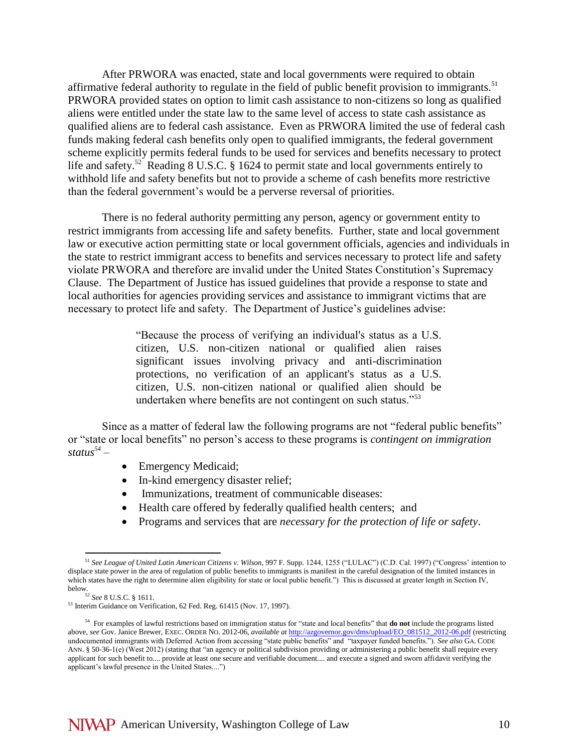After PRWORA was enacted, state and local governments were required to obtain affirmative federal authority to regulate in the field of public benefit provision to immigrants.[51] PRWORA provided states on option to limit cash assistance to non-citizens so long as qualified aliens were entitled under the state law to the same level of access to state cash assistance as qualified aliens are to federal cash assistance. Even as PRWORA limited the use of federal cash funds making federal cash benefits only open to qualified immigrants, the federal government scheme explicitly permits federal funds to be used for services and benefits necessary to protect life and safety.[52] Reading 8 U.S.C. § 1624 to permit state and local governments entirely to withhold life and safety benefits but not to provide a scheme of cash benefits more restrictive than the federal government's would be a perverse reversal of priorities.

There is no federal authority permitting any person, agency or government entity to restrict immigrants from accessing life and safety benefits. Further, state and local government law or executive action permitting state or local government officials, agencies and individuals in the state to restrict immigrant access to benefits and services necessary to protect life and safety violate PRWORA and therefore are invalid under the United States Constitution's Supremacy Clause. The Department of Justice has issued guidelines that provide a response to state and local authorities for agencies providing services and assistance to immigrant victims that are necessary to protect life and safety. The Department of Justice's guidelines advise:

> "Because the process of verifying an individual's status as a U.S. citizen, U.S. non-citizen national or qualified alien raises significant issues involving privacy and anti-discrimination protections, no verification of an applicant's status as a U.S. citizen, U.S. non-citizen national or qualified alien should be undertaken where benefits are not contingent on such status."[53]

Since as a matter of federal law the following programs are not "federal public benefits" or "state or local benefits" no person's access to these programs is *contingent on immigration status*[54] –

- Emergency Medicaid;
- In-kind emergency disaster relief;
- Immunizations, treatment of communicable diseases:
- Health care offered by federally qualified health centers; and
- Programs and services that are *necessary for the protection of life or safety*.

---

[51] *See League of United Latin American Citizens v. Wilson*, 997 F. Supp. 1244, 1255 ("LULAC") (C.D. Cal. 1997) ("Congress' intention to displace state power in the area of regulation of public benefits to immigrants is manifest in the careful designation of the limited instances in which states have the right to determine alien eligibility for state or local public benefit.") This is discussed at greater length in Section IV, below.

[52] *See* 8 U.S.C. § 1611.

[53] Interim Guidance on Verification, 62 Fed. Reg. 61415 (Nov. 17, 1997).

[54] For examples of lawful restrictions based on immigration status for "state and local benefits" that **do not** include the programs listed above, *see* Gov. Janice Brewer, EXEC. ORDER NO. 2012-06, *available at* http://azgovernor.gov/dms/upload/EO_081512_2012-06.pdf (restricting undocumented immigrants with Deferred Action from accessing "state public benefits" and "taxpayer funded benefits."). *See also* GA. CODE ANN. § 50-36-1(e) (West 2012) (stating that "an agency or political subdivision providing or administering a public benefit shall require every applicant for such benefit to.... provide at least one secure and verifiable document.... and execute a signed and sworn affidavit verifying the applicant's lawful presence in the United States....")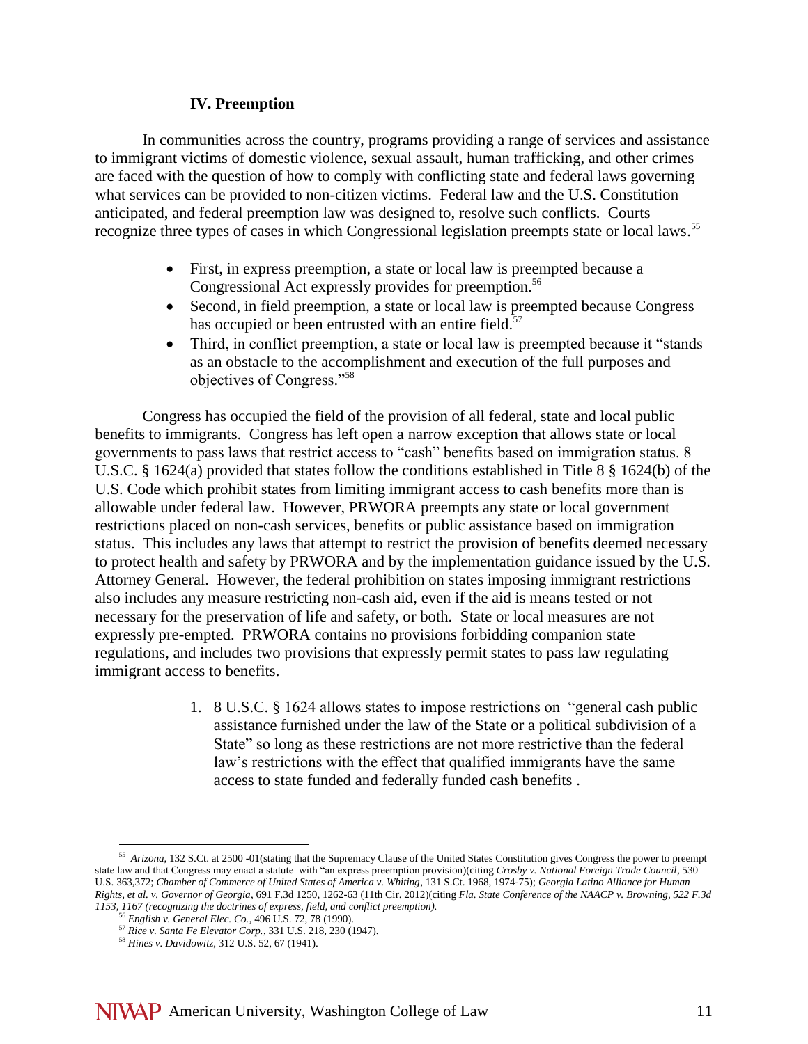### IV. Preemption

In communities across the country, programs providing a range of services and assistance to immigrant victims of domestic violence, sexual assault, human trafficking, and other crimes are faced with the question of how to comply with conflicting state and federal laws governing what services can be provided to non-citizen victims. Federal law and the U.S. Constitution anticipated, and federal preemption law was designed to, resolve such conflicts. Courts recognize three types of cases in which Congressional legislation preempts state or local laws.[55]

- First, in express preemption, a state or local law is preempted because a Congressional Act expressly provides for preemption.[56]
- Second, in field preemption, a state or local law is preempted because Congress has occupied or been entrusted with an entire field.[57]
- Third, in conflict preemption, a state or local law is preempted because it "stands as an obstacle to the accomplishment and execution of the full purposes and objectives of Congress."[58]

Congress has occupied the field of the provision of all federal, state and local public benefits to immigrants. Congress has left open a narrow exception that allows state or local governments to pass laws that restrict access to "cash" benefits based on immigration status. 8 U.S.C. § 1624(a) provided that states follow the conditions established in Title 8 § 1624(b) of the U.S. Code which prohibit states from limiting immigrant access to cash benefits more than is allowable under federal law. However, PRWORA preempts any state or local government restrictions placed on non-cash services, benefits or public assistance based on immigration status. This includes any laws that attempt to restrict the provision of benefits deemed necessary to protect health and safety by PRWORA and by the implementation guidance issued by the U.S. Attorney General. However, the federal prohibition on states imposing immigrant restrictions also includes any measure restricting non-cash aid, even if the aid is means tested or not necessary for the preservation of life and safety, or both. State or local measures are not expressly pre-empted. PRWORA contains no provisions forbidding companion state regulations, and includes two provisions that expressly permit states to pass law regulating immigrant access to benefits.

1. 8 U.S.C. § 1624 allows states to impose restrictions on "general cash public assistance furnished under the law of the State or a political subdivision of a State" so long as these restrictions are not more restrictive than the federal law's restrictions with the effect that qualified immigrants have the same access to state funded and federally funded cash benefits .

---

[55] *Arizona*, 132 S.Ct. at 2500 -01(stating that the Supremacy Clause of the United States Constitution gives Congress the power to preempt state law and that Congress may enact a statute with "an express preemption provision)(citing *Crosby v. National Foreign Trade Council*, 530 U.S. 363,372; *Chamber of Commerce of United States of America v. Whiting*, 131 S.Ct. 1968, 1974-75); *Georgia Latino Alliance for Human Rights, et al. v. Governor of Georgia*, 691 F.3d 1250, 1262-63 (11th Cir. 2012)(citing *Fla. State Conference of the NAACP v. Browning, 522 F.3d 1153, 1167 (recognizing the doctrines of express, field, and conflict preemption).*

[56] *English v. General Elec. Co.*, 496 U.S. 72, 78 (1990).

[57] *Rice v. Santa Fe Elevator Corp.*, 331 U.S. 218, 230 (1947).

[58] *Hines v. Davidowitz*, 312 U.S. 52, 67 (1941).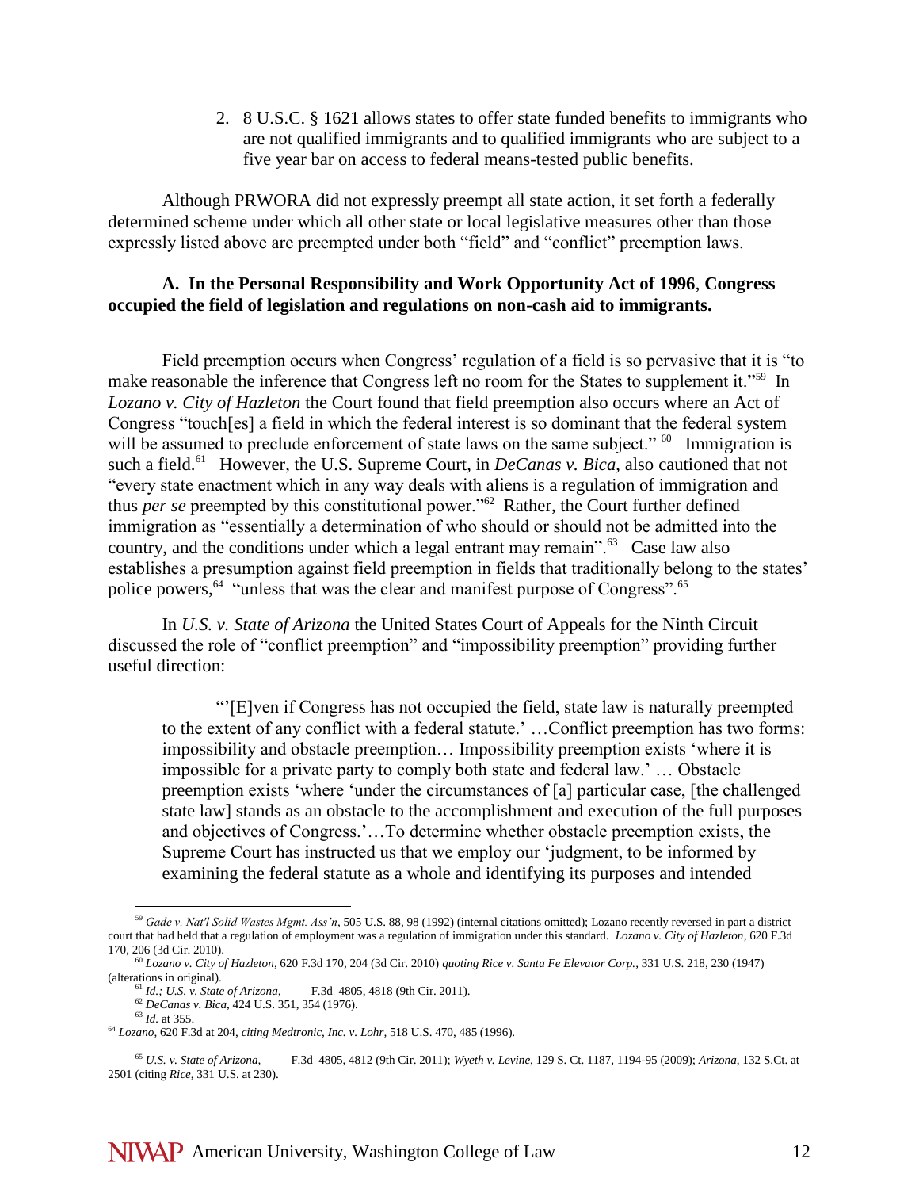2. 8 U.S.C. § 1621 allows states to offer state funded benefits to immigrants who are not qualified immigrants and to qualified immigrants who are subject to a five year bar on access to federal means-tested public benefits.

Although PRWORA did not expressly preempt all state action, it set forth a federally determined scheme under which all other state or local legislative measures other than those expressly listed above are preempted under both "field" and "conflict" preemption laws.

### A. In the Personal Responsibility and Work Opportunity Act of 1996, Congress occupied the field of legislation and regulations on non-cash aid to immigrants.

Field preemption occurs when Congress' regulation of a field is so pervasive that it is "to make reasonable the inference that Congress left no room for the States to supplement it."[59] In *Lozano v. City of Hazleton* the Court found that field preemption also occurs where an Act of Congress "touch[es] a field in which the federal interest is so dominant that the federal system will be assumed to preclude enforcement of state laws on the same subject."[60] Immigration is such a field.[61] However, the U.S. Supreme Court, in *DeCanas v. Bica*, also cautioned that not "every state enactment which in any way deals with aliens is a regulation of immigration and thus *per se* preempted by this constitutional power."[62] Rather, the Court further defined immigration as "essentially a determination of who should or should not be admitted into the country, and the conditions under which a legal entrant may remain".[63] Case law also establishes a presumption against field preemption in fields that traditionally belong to the states' police powers,[64] "unless that was the clear and manifest purpose of Congress".[65]

In *U.S. v. State of Arizona* the United States Court of Appeals for the Ninth Circuit discussed the role of "conflict preemption" and "impossibility preemption" providing further useful direction:

> "'[E]ven if Congress has not occupied the field, state law is naturally preempted to the extent of any conflict with a federal statute.' …Conflict preemption has two forms: impossibility and obstacle preemption… Impossibility preemption exists 'where it is impossible for a private party to comply both state and federal law.' … Obstacle preemption exists 'where 'under the circumstances of [a] particular case, [the challenged state law] stands as an obstacle to the accomplishment and execution of the full purposes and objectives of Congress.'…To determine whether obstacle preemption exists, the Supreme Court has instructed us that we employ our 'judgment, to be informed by examining the federal statute as a whole and identifying its purposes and intended

---

[59] *Gade v. Nat'l Solid Wastes Mgmt. Ass'n*, 505 U.S. 88, 98 (1992) (internal citations omitted); Lozano recently reversed in part a district court that had held that a regulation of employment was a regulation of immigration under this standard. *Lozano v. City of Hazleton*, 620 F.3d 170, 206 (3d Cir. 2010).

[60] *Lozano v. City of Hazleton*, 620 F.3d 170, 204 (3d Cir. 2010) *quoting Rice v. Santa Fe Elevator Corp.*, 331 U.S. 218, 230 (1947) (alterations in original).

[61] *Id.; U.S. v. State of Arizona,* ____ F.3d_4805, 4818 (9th Cir. 2011).

[62] *DeCanas v. Bica*, 424 U.S. 351, 354 (1976).

[63] *Id.* at 355.

[64] *Lozano*, 620 F.3d at 204, *citing Medtronic, Inc. v. Lohr*, 518 U.S. 470, 485 (1996).

[65] *U.S. v. State of Arizona,* ____ F.3d_4805, 4812 (9th Cir. 2011); *Wyeth v. Levine*, 129 S. Ct. 1187, 1194-95 (2009); *Arizona*, 132 S.Ct. at 2501 (citing *Rice*, 331 U.S. at 230).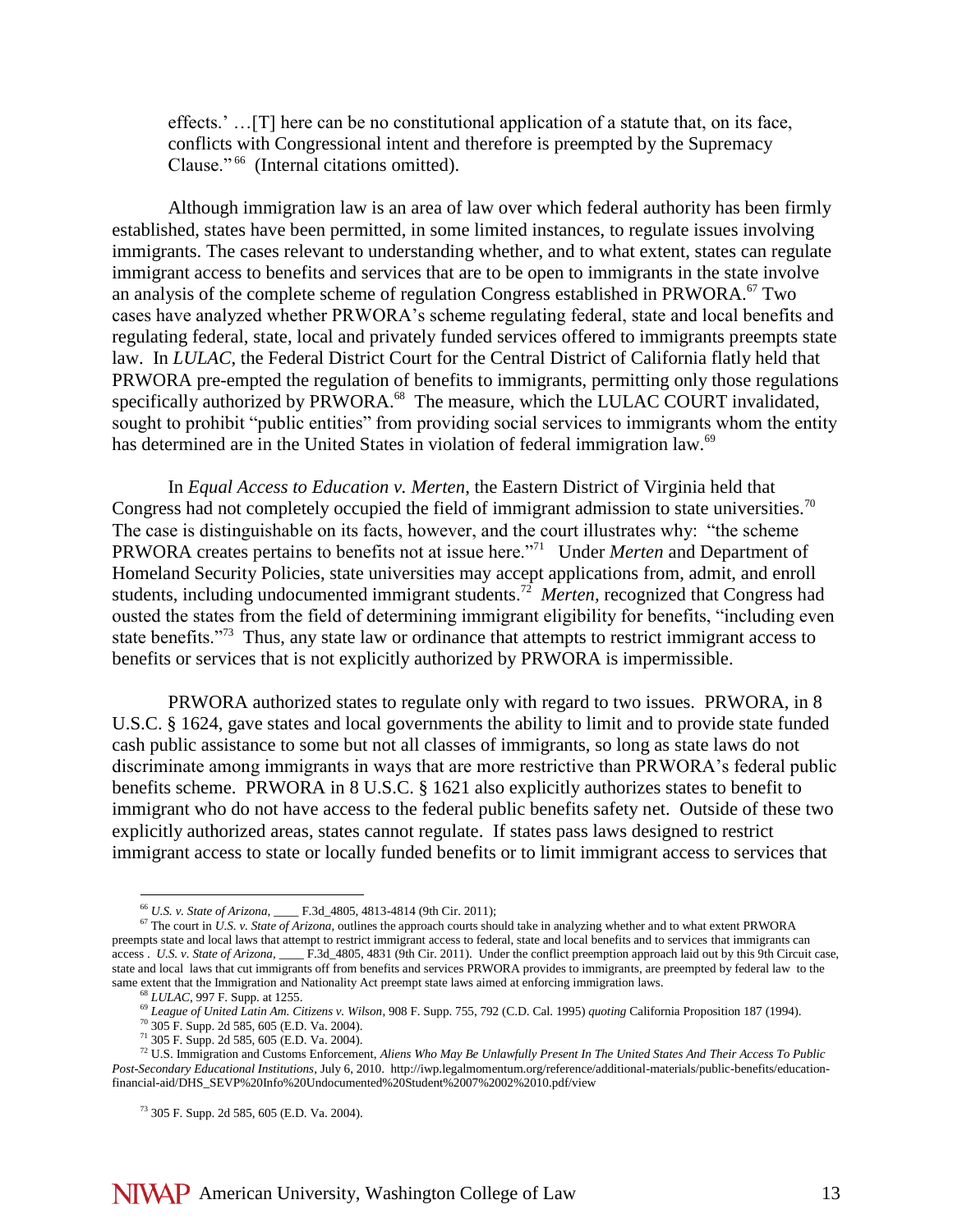effects.' …[T] here can be no constitutional application of a statute that, on its face, conflicts with Congressional intent and therefore is preempted by the Supremacy Clause."[66] (Internal citations omitted).

Although immigration law is an area of law over which federal authority has been firmly established, states have been permitted, in some limited instances, to regulate issues involving immigrants. The cases relevant to understanding whether, and to what extent, states can regulate immigrant access to benefits and services that are to be open to immigrants in the state involve an analysis of the complete scheme of regulation Congress established in PRWORA.[67] Two cases have analyzed whether PRWORA's scheme regulating federal, state and local benefits and regulating federal, state, local and privately funded services offered to immigrants preempts state law. In *LULAC*, the Federal District Court for the Central District of California flatly held that PRWORA pre-empted the regulation of benefits to immigrants, permitting only those regulations specifically authorized by PRWORA.[68] The measure, which the LULAC COURT invalidated, sought to prohibit "public entities" from providing social services to immigrants whom the entity has determined are in the United States in violation of federal immigration law.[69]

In *Equal Access to Education v. Merten*, the Eastern District of Virginia held that Congress had not completely occupied the field of immigrant admission to state universities.[70] The case is distinguishable on its facts, however, and the court illustrates why: "the scheme PRWORA creates pertains to benefits not at issue here."[71] Under *Merten* and Department of Homeland Security Policies, state universities may accept applications from, admit, and enroll students, including undocumented immigrant students.[72] *Merten*, recognized that Congress had ousted the states from the field of determining immigrant eligibility for benefits, "including even state benefits."[73] Thus, any state law or ordinance that attempts to restrict immigrant access to benefits or services that is not explicitly authorized by PRWORA is impermissible.

PRWORA authorized states to regulate only with regard to two issues. PRWORA, in 8 U.S.C. § 1624, gave states and local governments the ability to limit and to provide state funded cash public assistance to some but not all classes of immigrants, so long as state laws do not discriminate among immigrants in ways that are more restrictive than PRWORA's federal public benefits scheme. PRWORA in 8 U.S.C. § 1621 also explicitly authorizes states to benefit to immigrant who do not have access to the federal public benefits safety net. Outside of these two explicitly authorized areas, states cannot regulate. If states pass laws designed to restrict immigrant access to state or locally funded benefits or to limit immigrant access to services that

---

[66] *U.S. v. State of Arizona*, ____ F.3d_4805, 4813-4814 (9th Cir. 2011);

[67] The court in *U.S. v. State of Arizona*, outlines the approach courts should take in analyzing whether and to what extent PRWORA preempts state and local laws that attempt to restrict immigrant access to federal, state and local benefits and to services that immigrants can access . *U.S. v. State of Arizona*, ____ F.3d_4805, 4831 (9th Cir. 2011). Under the conflict preemption approach laid out by this 9th Circuit case, state and local laws that cut immigrants off from benefits and services PRWORA provides to immigrants, are preempted by federal law to the same extent that the Immigration and Nationality Act preempt state laws aimed at enforcing immigration laws.

[68] *LULAC*, 997 F. Supp. at 1255.

[69] *League of United Latin Am. Citizens v. Wilson*, 908 F. Supp. 755, 792 (C.D. Cal. 1995) *quoting* California Proposition 187 (1994).

[70] 305 F. Supp. 2d 585, 605 (E.D. Va. 2004).

[71] 305 F. Supp. 2d 585, 605 (E.D. Va. 2004).

[72] U.S. Immigration and Customs Enforcement, *Aliens Who May Be Unlawfully Present In The United States And Their Access To Public Post-Secondary Educational Institutions*, July 6, 2010. http://iwp.legalmomentum.org/reference/additional-materials/public-benefits/education-financial-aid/DHS_SEVP%20Info%20Undocumented%20Student%2007%2002%2010.pdf/view

[73] 305 F. Supp. 2d 585, 605 (E.D. Va. 2004).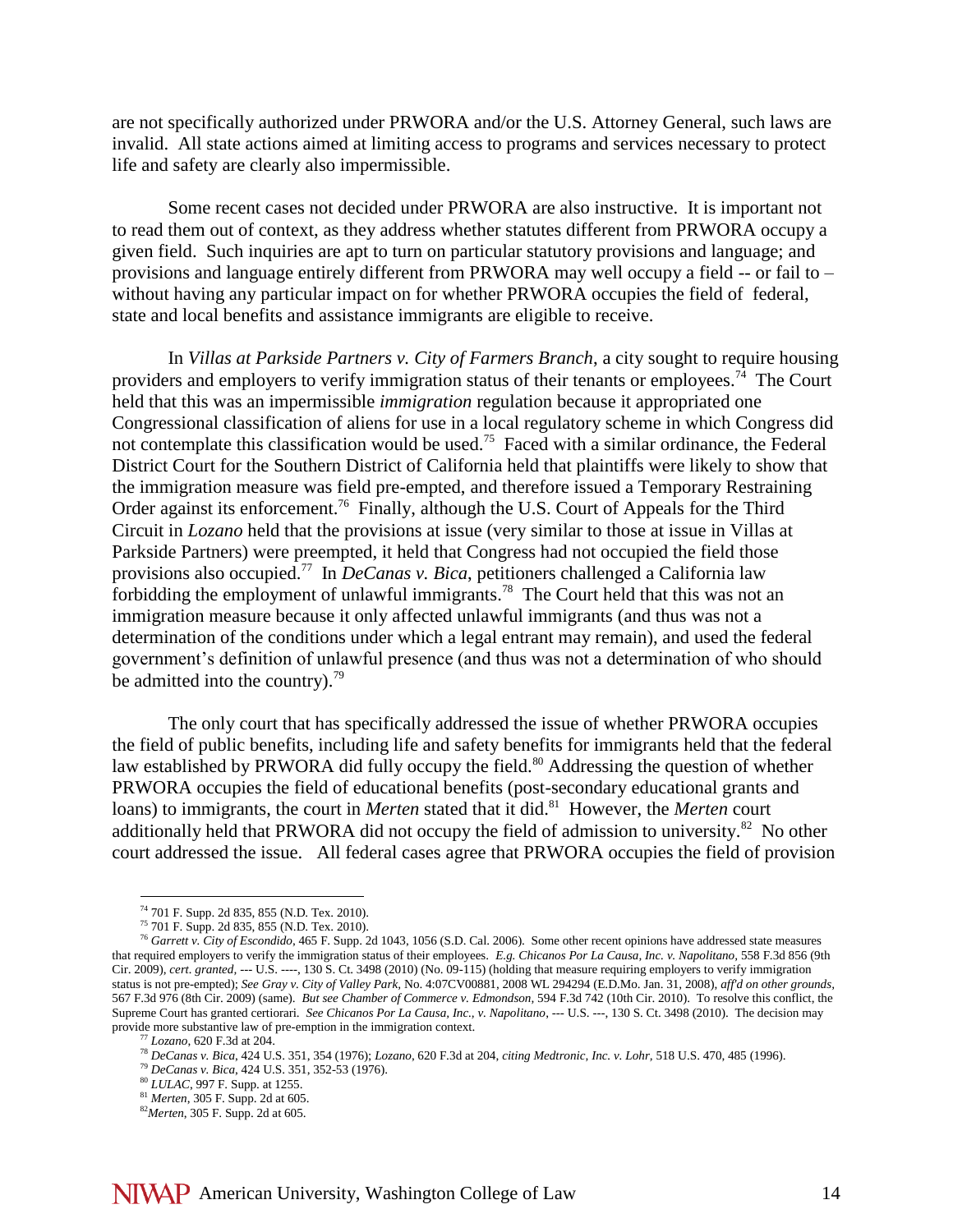are not specifically authorized under PRWORA and/or the U.S. Attorney General, such laws are invalid. All state actions aimed at limiting access to programs and services necessary to protect life and safety are clearly also impermissible.

Some recent cases not decided under PRWORA are also instructive. It is important not to read them out of context, as they address whether statutes different from PRWORA occupy a given field. Such inquiries are apt to turn on particular statutory provisions and language; and provisions and language entirely different from PRWORA may well occupy a field -- or fail to – without having any particular impact on for whether PRWORA occupies the field of federal, state and local benefits and assistance immigrants are eligible to receive.

In *Villas at Parkside Partners v. City of Farmers Branch*, a city sought to require housing providers and employers to verify immigration status of their tenants or employees.[74] The Court held that this was an impermissible *immigration* regulation because it appropriated one Congressional classification of aliens for use in a local regulatory scheme in which Congress did not contemplate this classification would be used.[75] Faced with a similar ordinance, the Federal District Court for the Southern District of California held that plaintiffs were likely to show that the immigration measure was field pre-empted, and therefore issued a Temporary Restraining Order against its enforcement.[76] Finally, although the U.S. Court of Appeals for the Third Circuit in *Lozano* held that the provisions at issue (very similar to those at issue in Villas at Parkside Partners) were preempted, it held that Congress had not occupied the field those provisions also occupied.[77] In *DeCanas v. Bica*, petitioners challenged a California law forbidding the employment of unlawful immigrants.[78] The Court held that this was not an immigration measure because it only affected unlawful immigrants (and thus was not a determination of the conditions under which a legal entrant may remain), and used the federal government's definition of unlawful presence (and thus was not a determination of who should be admitted into the country).[79]

The only court that has specifically addressed the issue of whether PRWORA occupies the field of public benefits, including life and safety benefits for immigrants held that the federal law established by PRWORA did fully occupy the field.[80] Addressing the question of whether PRWORA occupies the field of educational benefits (post-secondary educational grants and loans) to immigrants, the court in *Merten* stated that it did.[81] However, the *Merten* court additionally held that PRWORA did not occupy the field of admission to university.[82] No other court addressed the issue. All federal cases agree that PRWORA occupies the field of provision

---

[74] 701 F. Supp. 2d 835, 855 (N.D. Tex. 2010).

[75] 701 F. Supp. 2d 835, 855 (N.D. Tex. 2010).

[76] *Garrett v. City of Escondido*, 465 F. Supp. 2d 1043, 1056 (S.D. Cal. 2006). Some other recent opinions have addressed state measures that required employers to verify the immigration status of their employees. *E.g. Chicanos Por La Causa, Inc. v. Napolitano*, 558 F.3d 856 (9th Cir. 2009), *cert. granted*, --- U.S. ----, 130 S. Ct. 3498 (2010) (No. 09-115) (holding that measure requiring employers to verify immigration status is not pre-empted); *See Gray v. City of Valley Park*, No. 4:07CV00881, 2008 WL 294294 (E.D.Mo. Jan. 31, 2008), *aff'd on other grounds*, 567 F.3d 976 (8th Cir. 2009) (same). *But see Chamber of Commerce v. Edmondson*, 594 F.3d 742 (10th Cir. 2010). To resolve this conflict, the Supreme Court has granted certiorari. *See Chicanos Por La Causa, Inc., v. Napolitano*, --- U.S. ---, 130 S. Ct. 3498 (2010). The decision may provide more substantive law of pre-emption in the immigration context.

[77] *Lozano*, 620 F.3d at 204.

[78] *DeCanas v. Bica*, 424 U.S. 351, 354 (1976); *Lozano*, 620 F.3d at 204, *citing Medtronic, Inc. v. Lohr*, 518 U.S. 470, 485 (1996).

[79] *DeCanas v. Bica*, 424 U.S. 351, 352-53 (1976).

[80] *LULAC*, 997 F. Supp. at 1255.

[81] *Merten*, 305 F. Supp. 2d at 605.

[82] *Merten*, 305 F. Supp. 2d at 605.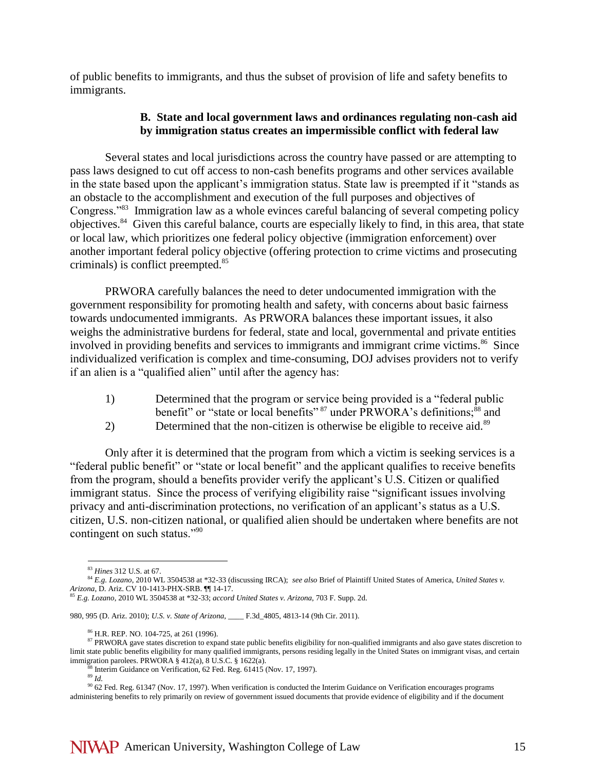of public benefits to immigrants, and thus the subset of provision of life and safety benefits to immigrants.

### B. State and local government laws and ordinances regulating non-cash aid by immigration status creates an impermissible conflict with federal law

Several states and local jurisdictions across the country have passed or are attempting to pass laws designed to cut off access to non-cash benefits programs and other services available in the state based upon the applicant's immigration status. State law is preempted if it "stands as an obstacle to the accomplishment and execution of the full purposes and objectives of Congress."[83] Immigration law as a whole evinces careful balancing of several competing policy objectives.[84] Given this careful balance, courts are especially likely to find, in this area, that state or local law, which prioritizes one federal policy objective (immigration enforcement) over another important federal policy objective (offering protection to crime victims and prosecuting criminals) is conflict preempted.[85]

PRWORA carefully balances the need to deter undocumented immigration with the government responsibility for promoting health and safety, with concerns about basic fairness towards undocumented immigrants. As PRWORA balances these important issues, it also weighs the administrative burdens for federal, state and local, governmental and private entities involved in providing benefits and services to immigrants and immigrant crime victims.[86] Since individualized verification is complex and time-consuming, DOJ advises providers not to verify if an alien is a "qualified alien" until after the agency has:

1) Determined that the program or service being provided is a "federal public benefit" or "state or local benefits"[87] under PRWORA's definitions;[88] and
2) Determined that the non-citizen is otherwise be eligible to receive aid.[89]

Only after it is determined that the program from which a victim is seeking services is a "federal public benefit" or "state or local benefit" and the applicant qualifies to receive benefits from the program, should a benefits provider verify the applicant's U.S. Citizen or qualified immigrant status. Since the process of verifying eligibility raise "significant issues involving privacy and anti-discrimination protections, no verification of an applicant's status as a U.S. citizen, U.S. non-citizen national, or qualified alien should be undertaken where benefits are not contingent on such status."[90]

---

[83] *Hines* 312 U.S. at 67.

[84] *E.g. Lozano*, 2010 WL 3504538 at *32-33 (discussing IRCA); *see also* Brief of Plaintiff United States of America, *United States v. Arizona*, D. Ariz. CV 10-1413-PHX-SRB. ¶¶ 14-17.

[85] *E.g. Lozano*, 2010 WL 3504538 at *32-33; *accord United States v. Arizona*, 703 F. Supp. 2d. 980, 995 (D. Ariz. 2010); *U.S. v. State of Arizona*, ____ F.3d_4805, 4813-14 (9th Cir. 2011).

[86] H.R. REP. NO. 104-725, at 261 (1996).

[87] PRWORA gave states discretion to expand state public benefits eligibility for non-qualified immigrants and also gave states discretion to limit state public benefits eligibility for many qualified immigrants, persons residing legally in the United States on immigrant visas, and certain immigration parolees. PRWORA § 412(a), 8 U.S.C. § 1622(a).

[88] Interim Guidance on Verification, 62 Fed. Reg. 61415 (Nov. 17, 1997).

[89] *Id.*

[90] 62 Fed. Reg. 61347 (Nov. 17, 1997). When verification is conducted the Interim Guidance on Verification encourages programs administering benefits to rely primarily on review of government issued documents that provide evidence of eligibility and if the document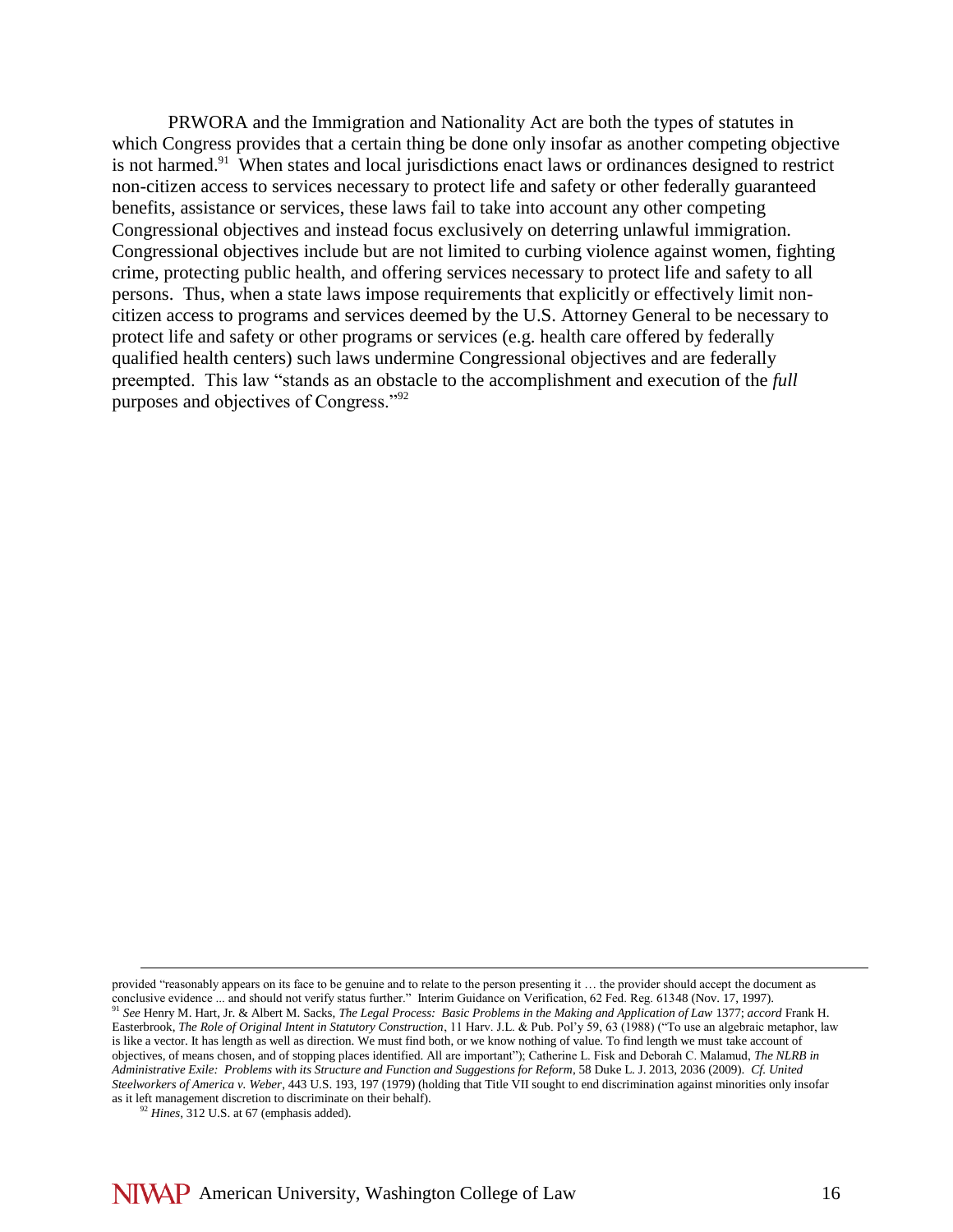PRWORA and the Immigration and Nationality Act are both the types of statutes in which Congress provides that a certain thing be done only insofar as another competing objective is not harmed.[91] When states and local jurisdictions enact laws or ordinances designed to restrict non-citizen access to services necessary to protect life and safety or other federally guaranteed benefits, assistance or services, these laws fail to take into account any other competing Congressional objectives and instead focus exclusively on deterring unlawful immigration. Congressional objectives include but are not limited to curbing violence against women, fighting crime, protecting public health, and offering services necessary to protect life and safety to all persons. Thus, when a state laws impose requirements that explicitly or effectively limit non-citizen access to programs and services deemed by the U.S. Attorney General to be necessary to protect life and safety or other programs or services (e.g. health care offered by federally qualified health centers) such laws undermine Congressional objectives and are federally preempted. This law "stands as an obstacle to the accomplishment and execution of the *full* purposes and objectives of Congress."[92]

---

provided "reasonably appears on its face to be genuine and to relate to the person presenting it … the provider should accept the document as conclusive evidence ... and should not verify status further." Interim Guidance on Verification, 62 Fed. Reg. 61348 (Nov. 17, 1997).

[91] *See* Henry M. Hart, Jr. & Albert M. Sacks, *The Legal Process: Basic Problems in the Making and Application of Law* 1377; *accord* Frank H. Easterbrook, *The Role of Original Intent in Statutory Construction*, 11 Harv. J.L. & Pub. Pol'y 59, 63 (1988) ("To use an algebraic metaphor, law is like a vector. It has length as well as direction. We must find both, or we know nothing of value. To find length we must take account of objectives, of means chosen, and of stopping places identified. All are important"); Catherine L. Fisk and Deborah C. Malamud, *The NLRB in Administrative Exile: Problems with its Structure and Function and Suggestions for Reform*, 58 Duke L. J. 2013, 2036 (2009). *Cf. United Steelworkers of America v. Weber*, 443 U.S. 193, 197 (1979) (holding that Title VII sought to end discrimination against minorities only insofar as it left management discretion to discriminate on their behalf).

[92] *Hines*, 312 U.S. at 67 (emphasis added).